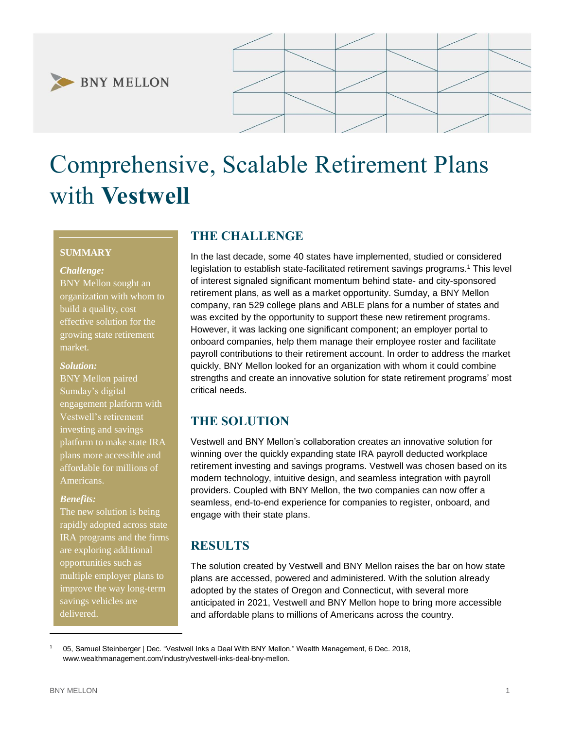BNY MELLON

# Comprehensive, Scalable Retirement Plans with **Vestwell**

**SUMMARY**

***Challenge:***
BNY Mellon sought an organization with whom to build a quality, cost effective solution for the growing state retirement market.

***Solution:***
BNY Mellon paired Sumday's digital engagement platform with Vestwell's retirement investing and savings platform to make state IRA plans more accessible and affordable for millions of Americans.

***Benefits:***
The new solution is being rapidly adopted across state IRA programs and the firms are exploring additional opportunities such as multiple employer plans to improve the way long-term savings vehicles are delivered.

## THE CHALLENGE

In the last decade, some 40 states have implemented, studied or considered legislation to establish state-facilitated retirement savings programs.[1] This level of interest signaled significant momentum behind state- and city-sponsored retirement plans, as well as a market opportunity. Sumday, a BNY Mellon company, ran 529 college plans and ABLE plans for a number of states and was excited by the opportunity to support these new retirement programs. However, it was lacking one significant component; an employer portal to onboard companies, help them manage their employee roster and facilitate payroll contributions to their retirement account. In order to address the market quickly, BNY Mellon looked for an organization with whom it could combine strengths and create an innovative solution for state retirement programs' most critical needs.

## THE SOLUTION

Vestwell and BNY Mellon's collaboration creates an innovative solution for winning over the quickly expanding state IRA payroll deducted workplace retirement investing and savings programs. Vestwell was chosen based on its modern technology, intuitive design, and seamless integration with payroll providers. Coupled with BNY Mellon, the two companies can now offer a seamless, end-to-end experience for companies to register, onboard, and engage with their state plans.

## RESULTS

The solution created by Vestwell and BNY Mellon raises the bar on how state plans are accessed, powered and administered. With the solution already adopted by the states of Oregon and Connecticut, with several more anticipated in 2021, Vestwell and BNY Mellon hope to bring more accessible and affordable plans to millions of Americans across the country.

---

[1] 05, Samuel Steinberger | Dec. "Vestwell Inks a Deal With BNY Mellon." Wealth Management, 6 Dec. 2018, www.wealthmanagement.com/industry/vestwell-inks-deal-bny-mellon.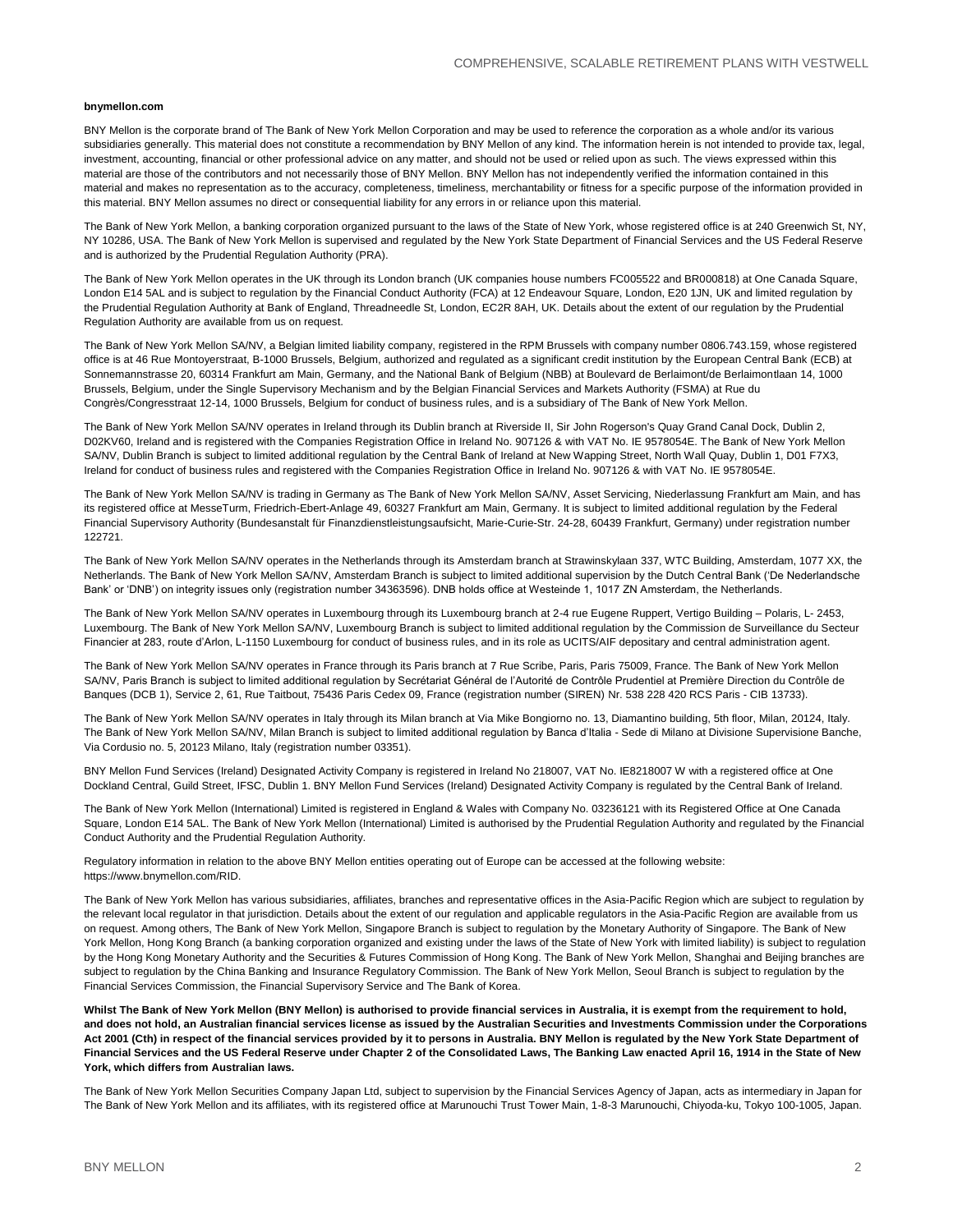**bnymellon.com**

BNY Mellon is the corporate brand of The Bank of New York Mellon Corporation and may be used to reference the corporation as a whole and/or its various subsidiaries generally. This material does not constitute a recommendation by BNY Mellon of any kind. The information herein is not intended to provide tax, legal, investment, accounting, financial or other professional advice on any matter, and should not be used or relied upon as such. The views expressed within this material are those of the contributors and not necessarily those of BNY Mellon. BNY Mellon has not independently verified the information contained in this material and makes no representation as to the accuracy, completeness, timeliness, merchantability or fitness for a specific purpose of the information provided in this material. BNY Mellon assumes no direct or consequential liability for any errors in or reliance upon this material.

The Bank of New York Mellon, a banking corporation organized pursuant to the laws of the State of New York, whose registered office is at 240 Greenwich St, NY, NY 10286, USA. The Bank of New York Mellon is supervised and regulated by the New York State Department of Financial Services and the US Federal Reserve and is authorized by the Prudential Regulation Authority (PRA).

The Bank of New York Mellon operates in the UK through its London branch (UK companies house numbers FC005522 and BR000818) at One Canada Square, London E14 5AL and is subject to regulation by the Financial Conduct Authority (FCA) at 12 Endeavour Square, London, E20 1JN, UK and limited regulation by the Prudential Regulation Authority at Bank of England, Threadneedle St, London, EC2R 8AH, UK. Details about the extent of our regulation by the Prudential Regulation Authority are available from us on request.

The Bank of New York Mellon SA/NV, a Belgian limited liability company, registered in the RPM Brussels with company number 0806.743.159, whose registered office is at 46 Rue Montoyerstraat, B-1000 Brussels, Belgium, authorized and regulated as a significant credit institution by the European Central Bank (ECB) at Sonnemannstrasse 20, 60314 Frankfurt am Main, Germany, and the National Bank of Belgium (NBB) at Boulevard de Berlaimont/de Berlaimontlaan 14, 1000 Brussels, Belgium, under the Single Supervisory Mechanism and by the Belgian Financial Services and Markets Authority (FSMA) at Rue du Congrès/Congresstraat 12-14, 1000 Brussels, Belgium for conduct of business rules, and is a subsidiary of The Bank of New York Mellon.

The Bank of New York Mellon SA/NV operates in Ireland through its Dublin branch at Riverside II, Sir John Rogerson's Quay Grand Canal Dock, Dublin 2, D02KV60, Ireland and is registered with the Companies Registration Office in Ireland No. 907126 & with VAT No. IE 9578054E. The Bank of New York Mellon SA/NV, Dublin Branch is subject to limited additional regulation by the Central Bank of Ireland at New Wapping Street, North Wall Quay, Dublin 1, D01 F7X3, Ireland for conduct of business rules and registered with the Companies Registration Office in Ireland No. 907126 & with VAT No. IE 9578054E.

The Bank of New York Mellon SA/NV is trading in Germany as The Bank of New York Mellon SA/NV, Asset Servicing, Niederlassung Frankfurt am Main, and has its registered office at MesseTurm, Friedrich-Ebert-Anlage 49, 60327 Frankfurt am Main, Germany. It is subject to limited additional regulation by the Federal Financial Supervisory Authority (Bundesanstalt für Finanzdienstleistungsaufsicht, Marie-Curie-Str. 24-28, 60439 Frankfurt, Germany) under registration number 122721.

The Bank of New York Mellon SA/NV operates in the Netherlands through its Amsterdam branch at Strawinskylaan 337, WTC Building, Amsterdam, 1077 XX, the Netherlands. The Bank of New York Mellon SA/NV, Amsterdam Branch is subject to limited additional supervision by the Dutch Central Bank ('De Nederlandsche Bank' or 'DNB') on integrity issues only (registration number 34363596). DNB holds office at Westeinde 1, 1017 ZN Amsterdam, the Netherlands.

The Bank of New York Mellon SA/NV operates in Luxembourg through its Luxembourg branch at 2-4 rue Eugene Ruppert, Vertigo Building – Polaris, L- 2453, Luxembourg. The Bank of New York Mellon SA/NV, Luxembourg Branch is subject to limited additional regulation by the Commission de Surveillance du Secteur Financier at 283, route d'Arlon, L-1150 Luxembourg for conduct of business rules, and in its role as UCITS/AIF depositary and central administration agent.

The Bank of New York Mellon SA/NV operates in France through its Paris branch at 7 Rue Scribe, Paris, Paris 75009, France. The Bank of New York Mellon SA/NV, Paris Branch is subject to limited additional regulation by Secrétariat Général de l'Autorité de Contrôle Prudentiel at Première Direction du Contrôle de Banques (DCB 1), Service 2, 61, Rue Taitbout, 75436 Paris Cedex 09, France (registration number (SIREN) Nr. 538 228 420 RCS Paris - CIB 13733).

The Bank of New York Mellon SA/NV operates in Italy through its Milan branch at Via Mike Bongiorno no. 13, Diamantino building, 5th floor, Milan, 20124, Italy. The Bank of New York Mellon SA/NV, Milan Branch is subject to limited additional regulation by Banca d'Italia - Sede di Milano at Divisione Supervisione Banche, Via Cordusio no. 5, 20123 Milano, Italy (registration number 03351).

BNY Mellon Fund Services (Ireland) Designated Activity Company is registered in Ireland No 218007, VAT No. IE8218007 W with a registered office at One Dockland Central, Guild Street, IFSC, Dublin 1. BNY Mellon Fund Services (Ireland) Designated Activity Company is regulated by the Central Bank of Ireland.

The Bank of New York Mellon (International) Limited is registered in England & Wales with Company No. 03236121 with its Registered Office at One Canada Square, London E14 5AL. The Bank of New York Mellon (International) Limited is authorised by the Prudential Regulation Authority and regulated by the Financial Conduct Authority and the Prudential Regulation Authority.

Regulatory information in relation to the above BNY Mellon entities operating out of Europe can be accessed at the following website: https://www.bnymellon.com/RID.

The Bank of New York Mellon has various subsidiaries, affiliates, branches and representative offices in the Asia-Pacific Region which are subject to regulation by the relevant local regulator in that jurisdiction. Details about the extent of our regulation and applicable regulators in the Asia-Pacific Region are available from us on request. Among others, The Bank of New York Mellon, Singapore Branch is subject to regulation by the Monetary Authority of Singapore. The Bank of New York Mellon, Hong Kong Branch (a banking corporation organized and existing under the laws of the State of New York with limited liability) is subject to regulation by the Hong Kong Monetary Authority and the Securities & Futures Commission of Hong Kong. The Bank of New York Mellon, Shanghai and Beijing branches are subject to regulation by the China Banking and Insurance Regulatory Commission. The Bank of New York Mellon, Seoul Branch is subject to regulation by the Financial Services Commission, the Financial Supervisory Service and The Bank of Korea.

**Whilst The Bank of New York Mellon (BNY Mellon) is authorised to provide financial services in Australia, it is exempt from the requirement to hold, and does not hold, an Australian financial services license as issued by the Australian Securities and Investments Commission under the Corporations Act 2001 (Cth) in respect of the financial services provided by it to persons in Australia. BNY Mellon is regulated by the New York State Department of Financial Services and the US Federal Reserve under Chapter 2 of the Consolidated Laws, The Banking Law enacted April 16, 1914 in the State of New York, which differs from Australian laws.**

The Bank of New York Mellon Securities Company Japan Ltd, subject to supervision by the Financial Services Agency of Japan, acts as intermediary in Japan for The Bank of New York Mellon and its affiliates, with its registered office at Marunouchi Trust Tower Main, 1-8-3 Marunouchi, Chiyoda-ku, Tokyo 100-1005, Japan.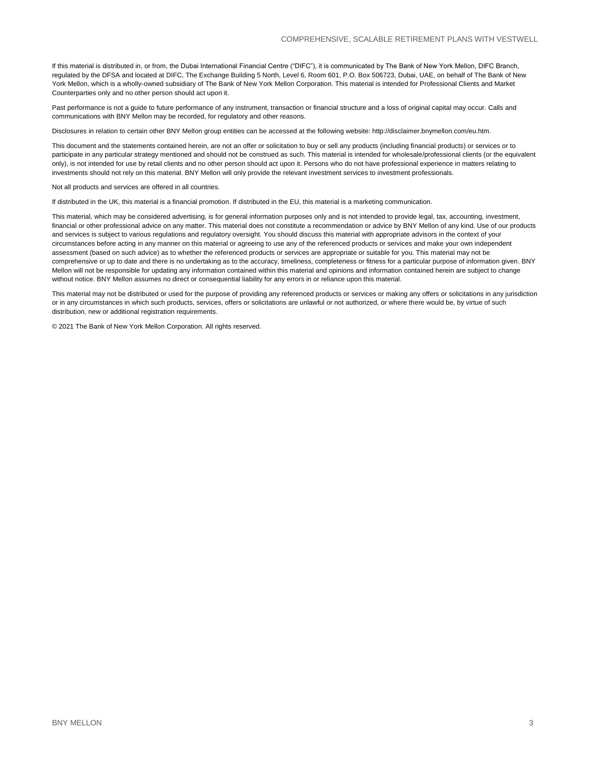If this material is distributed in, or from, the Dubai International Financial Centre ("DIFC"), it is communicated by The Bank of New York Mellon, DIFC Branch, regulated by the DFSA and located at DIFC, The Exchange Building 5 North, Level 6, Room 601, P.O. Box 506723, Dubai, UAE, on behalf of The Bank of New York Mellon, which is a wholly-owned subsidiary of The Bank of New York Mellon Corporation. This material is intended for Professional Clients and Market Counterparties only and no other person should act upon it.

Past performance is not a guide to future performance of any instrument, transaction or financial structure and a loss of original capital may occur. Calls and communications with BNY Mellon may be recorded, for regulatory and other reasons.

Disclosures in relation to certain other BNY Mellon group entities can be accessed at the following website: http://disclaimer.bnymellon.com/eu.htm.

This document and the statements contained herein, are not an offer or solicitation to buy or sell any products (including financial products) or services or to participate in any particular strategy mentioned and should not be construed as such. This material is intended for wholesale/professional clients (or the equivalent only), is not intended for use by retail clients and no other person should act upon it. Persons who do not have professional experience in matters relating to investments should not rely on this material. BNY Mellon will only provide the relevant investment services to investment professionals.

Not all products and services are offered in all countries.

If distributed in the UK, this material is a financial promotion. If distributed in the EU, this material is a marketing communication.

This material, which may be considered advertising, is for general information purposes only and is not intended to provide legal, tax, accounting, investment, financial or other professional advice on any matter. This material does not constitute a recommendation or advice by BNY Mellon of any kind. Use of our products and services is subject to various regulations and regulatory oversight. You should discuss this material with appropriate advisors in the context of your circumstances before acting in any manner on this material or agreeing to use any of the referenced products or services and make your own independent assessment (based on such advice) as to whether the referenced products or services are appropriate or suitable for you. This material may not be comprehensive or up to date and there is no undertaking as to the accuracy, timeliness, completeness or fitness for a particular purpose of information given. BNY Mellon will not be responsible for updating any information contained within this material and opinions and information contained herein are subject to change without notice. BNY Mellon assumes no direct or consequential liability for any errors in or reliance upon this material.

This material may not be distributed or used for the purpose of providing any referenced products or services or making any offers or solicitations in any jurisdiction or in any circumstances in which such products, services, offers or solicitations are unlawful or not authorized, or where there would be, by virtue of such distribution, new or additional registration requirements.

© 2021 The Bank of New York Mellon Corporation. All rights reserved.